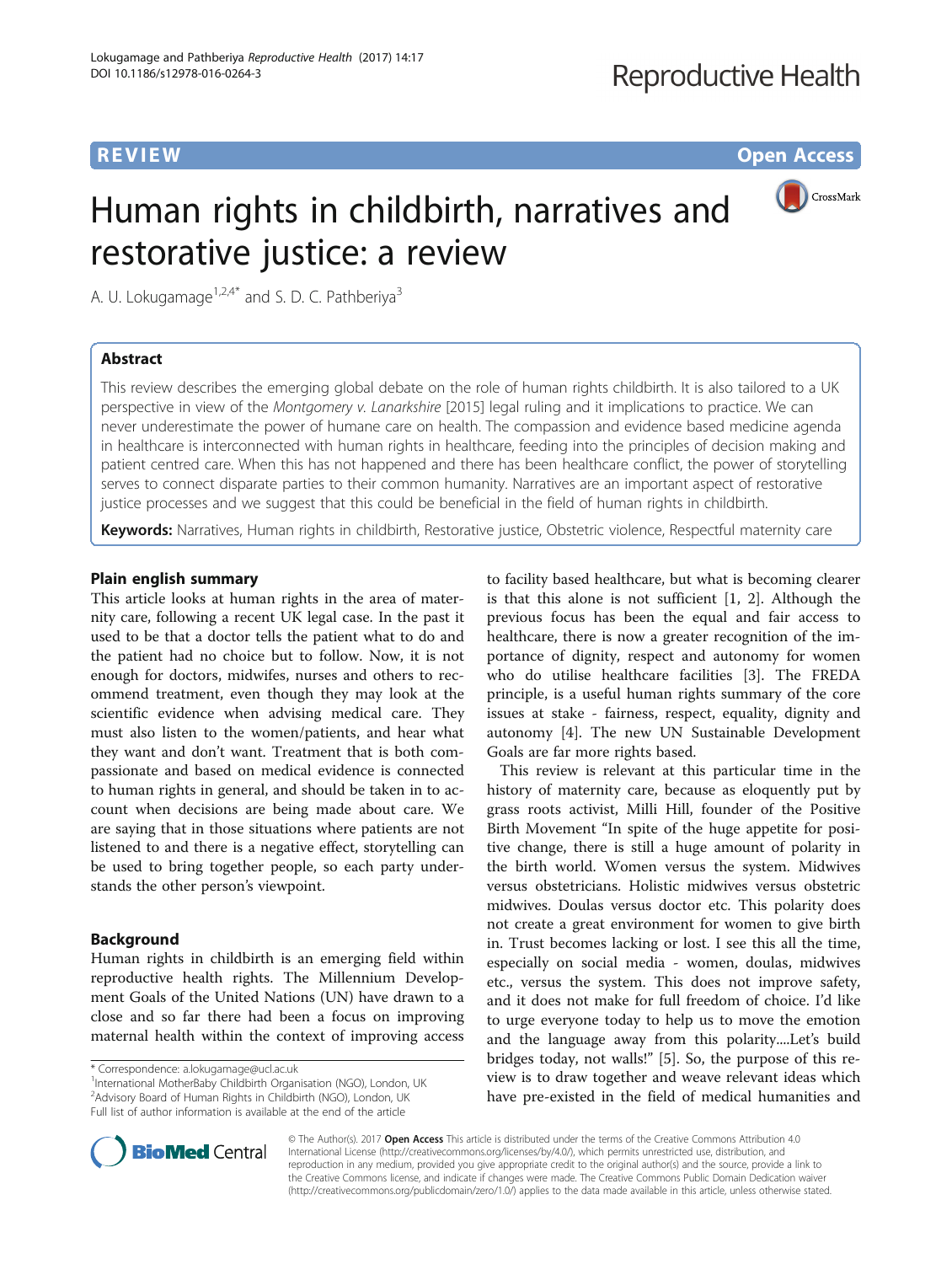REVIEW

Open Access

# Human rights in childbirth, narratives and restorative justice: a review

A. U. Lokugamage[1,2,4*] and S. D. C. Pathberiya[3]

## Abstract

This review describes the emerging global debate on the role of human rights childbirth. It is also tailored to a UK perspective in view of the *Montgomery v. Lanarkshire* [2015] legal ruling and it implications to practice. We can never underestimate the power of humane care on health. The compassion and evidence based medicine agenda in healthcare is interconnected with human rights in healthcare, feeding into the principles of decision making and patient centred care. When this has not happened and there has been healthcare conflict, the power of storytelling serves to connect disparate parties to their common humanity. Narratives are an important aspect of restorative justice processes and we suggest that this could be beneficial in the field of human rights in childbirth.

**Keywords:** Narratives, Human rights in childbirth, Restorative justice, Obstetric violence, Respectful maternity care

## Plain english summary

This article looks at human rights in the area of maternity care, following a recent UK legal case. In the past it used to be that a doctor tells the patient what to do and the patient had no choice but to follow. Now, it is not enough for doctors, midwifes, nurses and others to recommend treatment, even though they may look at the scientific evidence when advising medical care. They must also listen to the women/patients, and hear what they want and don't want. Treatment that is both compassionate and based on medical evidence is connected to human rights in general, and should be taken in to account when decisions are being made about care. We are saying that in those situations where patients are not listened to and there is a negative effect, storytelling can be used to bring together people, so each party understands the other person's viewpoint.

## Background

Human rights in childbirth is an emerging field within reproductive health rights. The Millennium Development Goals of the United Nations (UN) have drawn to a close and so far there had been a focus on improving maternal health within the context of improving access to facility based healthcare, but what is becoming clearer is that this alone is not sufficient [1, 2]. Although the previous focus has been the equal and fair access to healthcare, there is now a greater recognition of the importance of dignity, respect and autonomy for women who do utilise healthcare facilities [3]. The FREDA principle, is a useful human rights summary of the core issues at stake - fairness, respect, equality, dignity and autonomy [4]. The new UN Sustainable Development Goals are far more rights based.

This review is relevant at this particular time in the history of maternity care, because as eloquently put by grass roots activist, Milli Hill, founder of the Positive Birth Movement "In spite of the huge appetite for positive change, there is still a huge amount of polarity in the birth world. Women versus the system. Midwives versus obstetricians. Holistic midwives versus obstetric midwives. Doulas versus doctor etc. This polarity does not create a great environment for women to give birth in. Trust becomes lacking or lost. I see this all the time, especially on social media - women, doulas, midwives etc., versus the system. This does not improve safety, and it does not make for full freedom of choice. I'd like to urge everyone today to help us to move the emotion and the language away from this polarity....Let's build bridges today, not walls!" [5]. So, the purpose of this review is to draw together and weave relevant ideas which have pre-existed in the field of medical humanities and

\* Correspondence: a.lokugamage@ucl.ac.uk
[1]International MotherBaby Childbirth Organisation (NGO), London, UK
[2]Advisory Board of Human Rights in Childbirth (NGO), London, UK
Full list of author information is available at the end of the article

© The Author(s). 2017 **Open Access** This article is distributed under the terms of the Creative Commons Attribution 4.0 International License (http://creativecommons.org/licenses/by/4.0/), which permits unrestricted use, distribution, and reproduction in any medium, provided you give appropriate credit to the original author(s) and the source, provide a link to the Creative Commons license, and indicate if changes were made. The Creative Commons Public Domain Dedication waiver (http://creativecommons.org/publicdomain/zero/1.0/) applies to the data made available in this article, unless otherwise stated.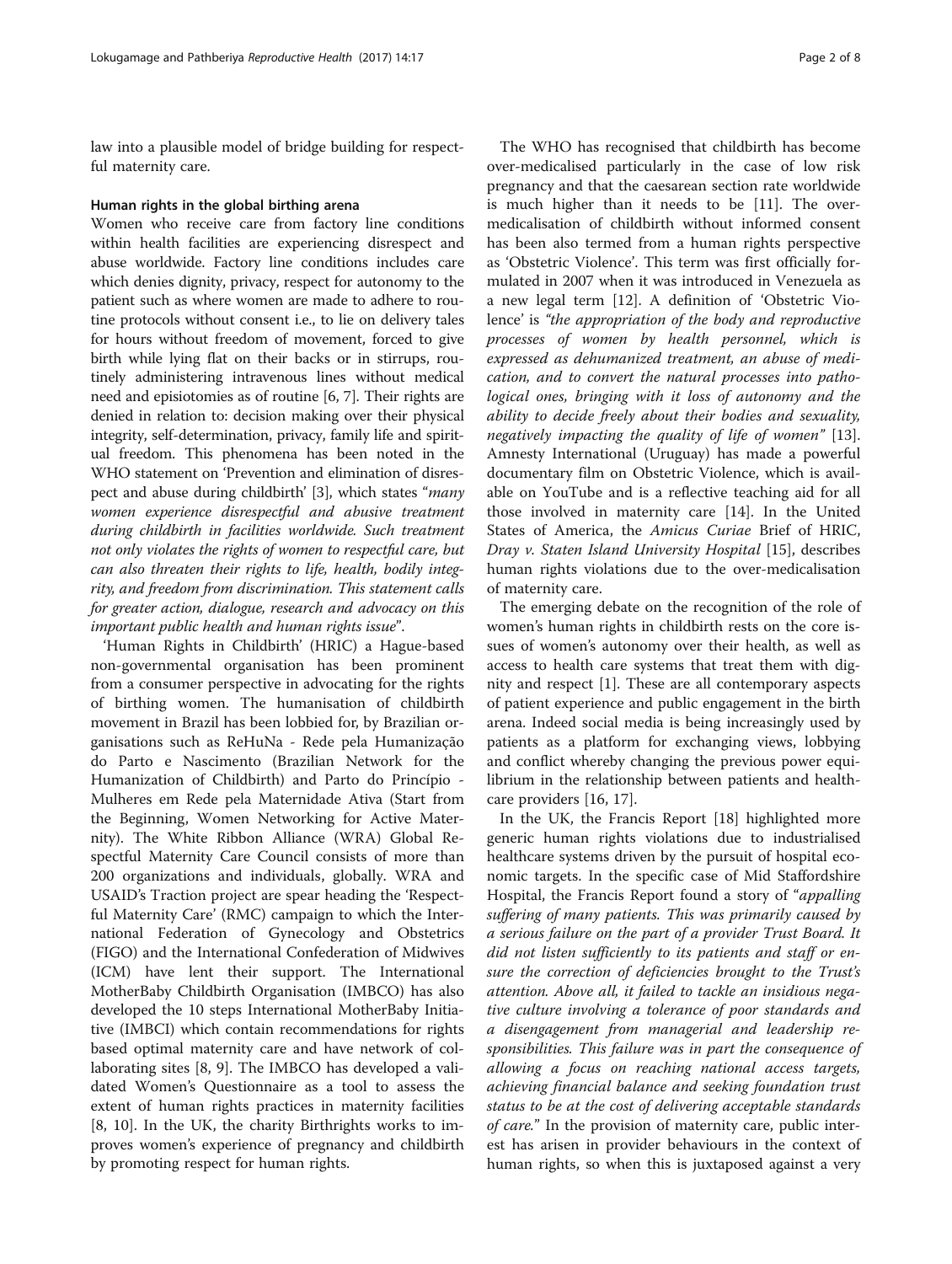law into a plausible model of bridge building for respectful maternity care.

#### Human rights in the global birthing arena

Women who receive care from factory line conditions within health facilities are experiencing disrespect and abuse worldwide. Factory line conditions includes care which denies dignity, privacy, respect for autonomy to the patient such as where women are made to adhere to routine protocols without consent i.e., to lie on delivery tales for hours without freedom of movement, forced to give birth while lying flat on their backs or in stirrups, routinely administering intravenous lines without medical need and episiotomies as of routine [6, 7]. Their rights are denied in relation to: decision making over their physical integrity, self-determination, privacy, family life and spiritual freedom. This phenomena has been noted in the WHO statement on 'Prevention and elimination of disrespect and abuse during childbirth' [3], which states "*many women experience disrespectful and abusive treatment during childbirth in facilities worldwide. Such treatment not only violates the rights of women to respectful care, but can also threaten their rights to life, health, bodily integrity, and freedom from discrimination. This statement calls for greater action, dialogue, research and advocacy on this important public health and human rights issue*".

'Human Rights in Childbirth' (HRIC) a Hague-based non-governmental organisation has been prominent from a consumer perspective in advocating for the rights of birthing women. The humanisation of childbirth movement in Brazil has been lobbied for, by Brazilian organisations such as ReHuNa - Rede pela Humanização do Parto e Nascimento (Brazilian Network for the Humanization of Childbirth) and Parto do Princípio - Mulheres em Rede pela Maternidade Ativa (Start from the Beginning, Women Networking for Active Maternity). The White Ribbon Alliance (WRA) Global Respectful Maternity Care Council consists of more than 200 organizations and individuals, globally. WRA and USAID's Traction project are spear heading the 'Respectful Maternity Care' (RMC) campaign to which the International Federation of Gynecology and Obstetrics (FIGO) and the International Confederation of Midwives (ICM) have lent their support. The International MotherBaby Childbirth Organisation (IMBCO) has also developed the 10 steps International MotherBaby Initiative (IMBCI) which contain recommendations for rights based optimal maternity care and have network of collaborating sites [8, 9]. The IMBCO has developed a validated Women's Questionnaire as a tool to assess the extent of human rights practices in maternity facilities [8, 10]. In the UK, the charity Birthrights works to improves women's experience of pregnancy and childbirth by promoting respect for human rights.

The WHO has recognised that childbirth has become over-medicalised particularly in the case of low risk pregnancy and that the caesarean section rate worldwide is much higher than it needs to be [11]. The over-medicalisation of childbirth without informed consent has been also termed from a human rights perspective as 'Obstetric Violence'. This term was first officially formulated in 2007 when it was introduced in Venezuela as a new legal term [12]. A definition of 'Obstetric Violence' is *"the appropriation of the body and reproductive processes of women by health personnel, which is expressed as dehumanized treatment, an abuse of medication, and to convert the natural processes into pathological ones, bringing with it loss of autonomy and the ability to decide freely about their bodies and sexuality, negatively impacting the quality of life of women"* [13]. Amnesty International (Uruguay) has made a powerful documentary film on Obstetric Violence, which is available on YouTube and is a reflective teaching aid for all those involved in maternity care [14]. In the United States of America, the *Amicus Curiae* Brief of HRIC, *Dray v. Staten Island University Hospital* [15], describes human rights violations due to the over-medicalisation of maternity care.

The emerging debate on the recognition of the role of women's human rights in childbirth rests on the core issues of women's autonomy over their health, as well as access to health care systems that treat them with dignity and respect [1]. These are all contemporary aspects of patient experience and public engagement in the birth arena. Indeed social media is being increasingly used by patients as a platform for exchanging views, lobbying and conflict whereby changing the previous power equilibrium in the relationship between patients and healthcare providers [16, 17].

In the UK, the Francis Report [18] highlighted more generic human rights violations due to industrialised healthcare systems driven by the pursuit of hospital economic targets. In the specific case of Mid Staffordshire Hospital, the Francis Report found a story of "*appalling suffering of many patients. This was primarily caused by a serious failure on the part of a provider Trust Board. It did not listen sufficiently to its patients and staff or ensure the correction of deficiencies brought to the Trust's attention. Above all, it failed to tackle an insidious negative culture involving a tolerance of poor standards and a disengagement from managerial and leadership responsibilities. This failure was in part the consequence of allowing a focus on reaching national access targets, achieving financial balance and seeking foundation trust status to be at the cost of delivering acceptable standards of care.*" In the provision of maternity care, public interest has arisen in provider behaviours in the context of human rights, so when this is juxtaposed against a very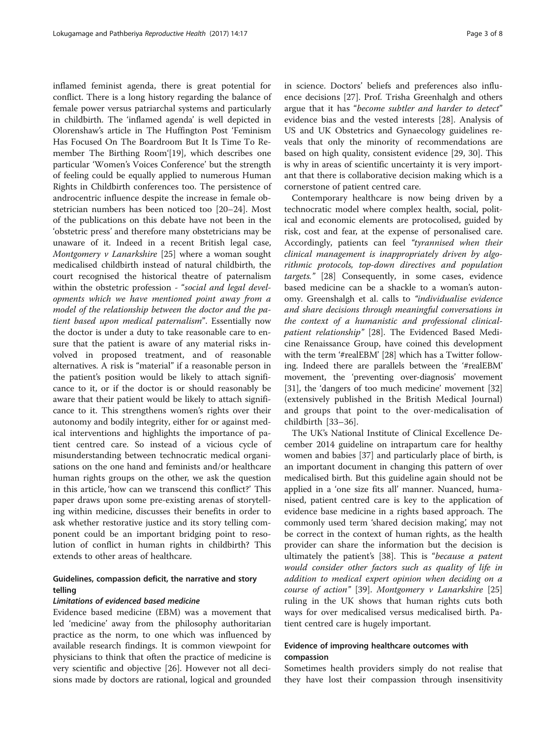inflamed feminist agenda, there is great potential for conflict. There is a long history regarding the balance of female power versus patriarchal systems and particularly in childbirth. The 'inflamed agenda' is well depicted in Olorenshaw's article in The Huffington Post 'Feminism Has Focused On The Boardroom But It Is Time To Remember The Birthing Room'[19], which describes one particular 'Women's Voices Conference' but the strength of feeling could be equally applied to numerous Human Rights in Childbirth conferences too. The persistence of androcentric influence despite the increase in female obstetrician numbers has been noticed too [20–24]. Most of the publications on this debate have not been in the 'obstetric press' and therefore many obstetricians may be unaware of it. Indeed in a recent British legal case, *Montgomery v Lanarkshire* [25] where a woman sought medicalised childbirth instead of natural childbirth, the court recognised the historical theatre of paternalism within the obstetric profession - "*social and legal developments which we have mentioned point away from a model of the relationship between the doctor and the patient based upon medical paternalism*". Essentially now the doctor is under a duty to take reasonable care to ensure that the patient is aware of any material risks involved in proposed treatment, and of reasonable alternatives. A risk is "material" if a reasonable person in the patient's position would be likely to attach significance to it, or if the doctor is or should reasonably be aware that their patient would be likely to attach significance to it. This strengthens women's rights over their autonomy and bodily integrity, either for or against medical interventions and highlights the importance of patient centred care. So instead of a vicious cycle of misunderstanding between technocratic medical organisations on the one hand and feminists and/or healthcare human rights groups on the other, we ask the question in this article, 'how can we transcend this conflict?' This paper draws upon some pre-existing arenas of storytelling within medicine, discusses their benefits in order to ask whether restorative justice and its story telling component could be an important bridging point to resolution of conflict in human rights in childbirth? This extends to other areas of healthcare.

## Guidelines, compassion deficit, the narrative and story telling

### *Limitations of evidenced based medicine*

Evidence based medicine (EBM) was a movement that led 'medicine' away from the philosophy authoritarian practice as the norm, to one which was influenced by available research findings. It is common viewpoint for physicians to think that often the practice of medicine is very scientific and objective [26]. However not all decisions made by doctors are rational, logical and grounded in science. Doctors' beliefs and preferences also influence decisions [27]. Prof. Trisha Greenhalgh and others argue that it has "*become subtler and harder to detect*" evidence bias and the vested interests [28]. Analysis of US and UK Obstetrics and Gynaecology guidelines reveals that only the minority of recommendations are based on high quality, consistent evidence [29, 30]. This is why in areas of scientific uncertainty it is very important that there is collaborative decision making which is a cornerstone of patient centred care.

Contemporary healthcare is now being driven by a technocratic model where complex health, social, political and economic elements are protocolised, guided by risk, cost and fear, at the expense of personalised care. Accordingly, patients can feel *"tyrannised when their clinical management is inappropriately driven by algorithmic protocols, top-down directives and population targets."* [28] Consequently, in some cases, evidence based medicine can be a shackle to a woman's autonomy. Greenshalgh et al. calls to *"individualise evidence and share decisions through meaningful conversations in the context of a humanistic and professional clinical-patient relationship"* [28]. The Evidenced Based Medicine Renaissance Group, have coined this development with the term '#realEBM' [28] which has a Twitter following. Indeed there are parallels between the '#realEBM' movement, the 'preventing over-diagnosis' movement [31], the 'dangers of too much medicine' movement [32] (extensively published in the British Medical Journal) and groups that point to the over-medicalisation of childbirth [33–36].

The UK's National Institute of Clinical Excellence December 2014 guideline on intrapartum care for healthy women and babies [37] and particularly place of birth, is an important document in changing this pattern of over medicalised birth. But this guideline again should not be applied in a 'one size fits all' manner. Nuanced, humanised, patient centred care is key to the application of evidence base medicine in a rights based approach. The commonly used term 'shared decision making', may not be correct in the context of human rights, as the health provider can share the information but the decision is ultimately the patient's [38]. This is "*because a patent would consider other factors such as quality of life in addition to medical expert opinion when deciding on a course of action"* [39]. *Montgomery v Lanarkshire* [25] ruling in the UK shows that human rights cuts both ways for over medicalised versus medicalised birth. Patient centred care is hugely important.

## Evidence of improving healthcare outcomes with compassion

Sometimes health providers simply do not realise that they have lost their compassion through insensitivity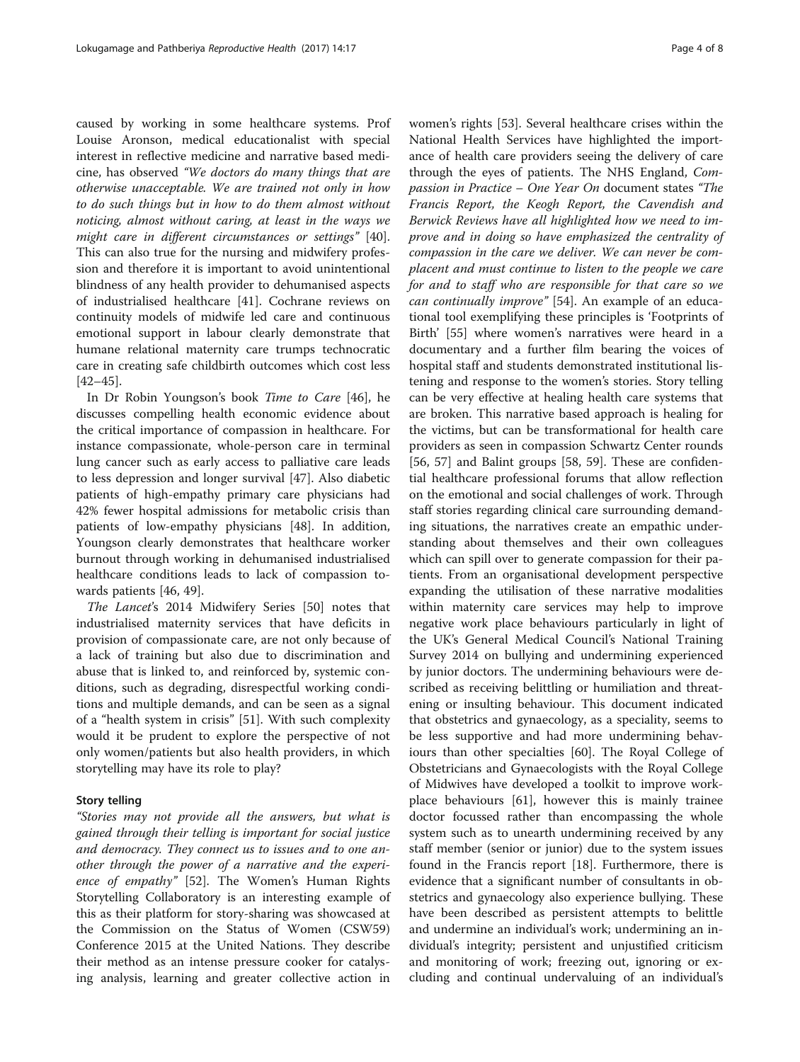caused by working in some healthcare systems. Prof Louise Aronson, medical educationalist with special interest in reflective medicine and narrative based medicine, has observed *"We doctors do many things that are otherwise unacceptable. We are trained not only in how to do such things but in how to do them almost without noticing, almost without caring, at least in the ways we might care in different circumstances or settings"* [40]. This can also true for the nursing and midwifery profession and therefore it is important to avoid unintentional blindness of any health provider to dehumanised aspects of industrialised healthcare [41]. Cochrane reviews on continuity models of midwife led care and continuous emotional support in labour clearly demonstrate that humane relational maternity care trumps technocratic care in creating safe childbirth outcomes which cost less [42–45].

In Dr Robin Youngson's book *Time to Care* [46], he discusses compelling health economic evidence about the critical importance of compassion in healthcare. For instance compassionate, whole-person care in terminal lung cancer such as early access to palliative care leads to less depression and longer survival [47]. Also diabetic patients of high-empathy primary care physicians had 42% fewer hospital admissions for metabolic crisis than patients of low-empathy physicians [48]. In addition, Youngson clearly demonstrates that healthcare worker burnout through working in dehumanised industrialised healthcare conditions leads to lack of compassion towards patients [46, 49].

*The Lancet*'s 2014 Midwifery Series [50] notes that industrialised maternity services that have deficits in provision of compassionate care, are not only because of a lack of training but also due to discrimination and abuse that is linked to, and reinforced by, systemic conditions, such as degrading, disrespectful working conditions and multiple demands, and can be seen as a signal of a "health system in crisis" [51]. With such complexity would it be prudent to explore the perspective of not only women/patients but also health providers, in which storytelling may have its role to play?

### Story telling

*"Stories may not provide all the answers, but what is gained through their telling is important for social justice and democracy. They connect us to issues and to one another through the power of a narrative and the experience of empathy"* [52]. The Women's Human Rights Storytelling Collaboratory is an interesting example of this as their platform for story-sharing was showcased at the Commission on the Status of Women (CSW59) Conference 2015 at the United Nations. They describe their method as an intense pressure cooker for catalysing analysis, learning and greater collective action in women's rights [53]. Several healthcare crises within the National Health Services have highlighted the importance of health care providers seeing the delivery of care through the eyes of patients. The NHS England, *Compassion in Practice – One Year On* document states *"The Francis Report, the Keogh Report, the Cavendish and Berwick Reviews have all highlighted how we need to improve and in doing so have emphasized the centrality of compassion in the care we deliver. We can never be complacent and must continue to listen to the people we care for and to staff who are responsible for that care so we can continually improve"* [54]. An example of an educational tool exemplifying these principles is 'Footprints of Birth' [55] where women's narratives were heard in a documentary and a further film bearing the voices of hospital staff and students demonstrated institutional listening and response to the women's stories. Story telling can be very effective at healing health care systems that are broken. This narrative based approach is healing for the victims, but can be transformational for health care providers as seen in compassion Schwartz Center rounds [56, 57] and Balint groups [58, 59]. These are confidential healthcare professional forums that allow reflection on the emotional and social challenges of work. Through staff stories regarding clinical care surrounding demanding situations, the narratives create an empathic understanding about themselves and their own colleagues which can spill over to generate compassion for their patients. From an organisational development perspective expanding the utilisation of these narrative modalities within maternity care services may help to improve negative work place behaviours particularly in light of the UK's General Medical Council's National Training Survey 2014 on bullying and undermining experienced by junior doctors. The undermining behaviours were described as receiving belittling or humiliation and threatening or insulting behaviour. This document indicated that obstetrics and gynaecology, as a speciality, seems to be less supportive and had more undermining behaviours than other specialties [60]. The Royal College of Obstetricians and Gynaecologists with the Royal College of Midwives have developed a toolkit to improve workplace behaviours [61], however this is mainly trainee doctor focussed rather than encompassing the whole system such as to unearth undermining received by any staff member (senior or junior) due to the system issues found in the Francis report [18]. Furthermore, there is evidence that a significant number of consultants in obstetrics and gynaecology also experience bullying. These have been described as persistent attempts to belittle and undermine an individual's work; undermining an individual's integrity; persistent and unjustified criticism and monitoring of work; freezing out, ignoring or excluding and continual undervaluing of an individual's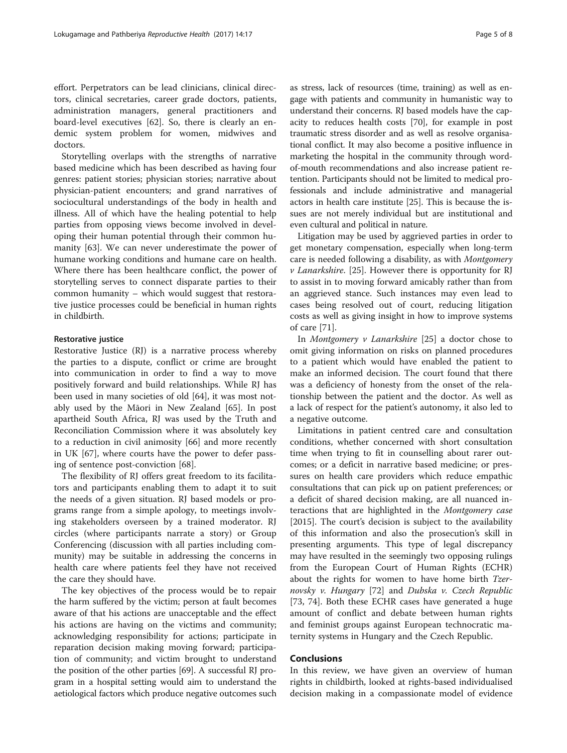effort. Perpetrators can be lead clinicians, clinical directors, clinical secretaries, career grade doctors, patients, administration managers, general practitioners and board-level executives [62]. So, there is clearly an endemic system problem for women, midwives and doctors.

Storytelling overlaps with the strengths of narrative based medicine which has been described as having four genres: patient stories; physician stories; narrative about physician-patient encounters; and grand narratives of sociocultural understandings of the body in health and illness. All of which have the healing potential to help parties from opposing views become involved in developing their human potential through their common humanity [63]. We can never underestimate the power of humane working conditions and humane care on health. Where there has been healthcare conflict, the power of storytelling serves to connect disparate parties to their common humanity – which would suggest that restorative justice processes could be beneficial in human rights in childbirth.

#### Restorative justice

Restorative Justice (RJ) is a narrative process whereby the parties to a dispute, conflict or crime are brought into communication in order to find a way to move positively forward and build relationships. While RJ has been used in many societies of old [64], it was most notably used by the Māori in New Zealand [65]. In post apartheid South Africa, RJ was used by the Truth and Reconciliation Commission where it was absolutely key to a reduction in civil animosity [66] and more recently in UK [67], where courts have the power to defer passing of sentence post-conviction [68].

The flexibility of RJ offers great freedom to its facilitators and participants enabling them to adapt it to suit the needs of a given situation. RJ based models or programs range from a simple apology, to meetings involving stakeholders overseen by a trained moderator. RJ circles (where participants narrate a story) or Group Conferencing (discussion with all parties including community) may be suitable in addressing the concerns in health care where patients feel they have not received the care they should have.

The key objectives of the process would be to repair the harm suffered by the victim; person at fault becomes aware of that his actions are unacceptable and the effect his actions are having on the victims and community; acknowledging responsibility for actions; participate in reparation decision making moving forward; participation of community; and victim brought to understand the position of the other parties [69]. A successful RJ program in a hospital setting would aim to understand the aetiological factors which produce negative outcomes such as stress, lack of resources (time, training) as well as engage with patients and community in humanistic way to understand their concerns. RJ based models have the capacity to reduces health costs [70], for example in post traumatic stress disorder and as well as resolve organisational conflict. It may also become a positive influence in marketing the hospital in the community through word-of-mouth recommendations and also increase patient retention. Participants should not be limited to medical professionals and include administrative and managerial actors in health care institute [25]. This is because the issues are not merely individual but are institutional and even cultural and political in nature.

Litigation may be used by aggrieved parties in order to get monetary compensation, especially when long-term care is needed following a disability, as with *Montgomery v Lanarkshire*. [25]. However there is opportunity for RJ to assist in to moving forward amicably rather than from an aggrieved stance. Such instances may even lead to cases being resolved out of court, reducing litigation costs as well as giving insight in how to improve systems of care [71].

In *Montgomery v Lanarkshire* [25] a doctor chose to omit giving information on risks on planned procedures to a patient which would have enabled the patient to make an informed decision. The court found that there was a deficiency of honesty from the onset of the relationship between the patient and the doctor. As well as a lack of respect for the patient's autonomy, it also led to a negative outcome.

Limitations in patient centred care and consultation conditions, whether concerned with short consultation time when trying to fit in counselling about rarer outcomes; or a deficit in narrative based medicine; or pressures on health care providers which reduce empathic consultations that can pick up on patient preferences; or a deficit of shared decision making, are all nuanced interactions that are highlighted in the *Montgomery case* [2015]. The court's decision is subject to the availability of this information and also the prosecution's skill in presenting arguments. This type of legal discrepancy may have resulted in the seemingly two opposing rulings from the European Court of Human Rights (ECHR) about the rights for women to have home birth *Ternovsky v. Hungary* [72] and *Dubska v. Czech Republic* [73, 74]. Both these ECHR cases have generated a huge amount of conflict and debate between human rights and feminist groups against European technocratic maternity systems in Hungary and the Czech Republic.

## Conclusions

In this review, we have given an overview of human rights in childbirth, looked at rights-based individualised decision making in a compassionate model of evidence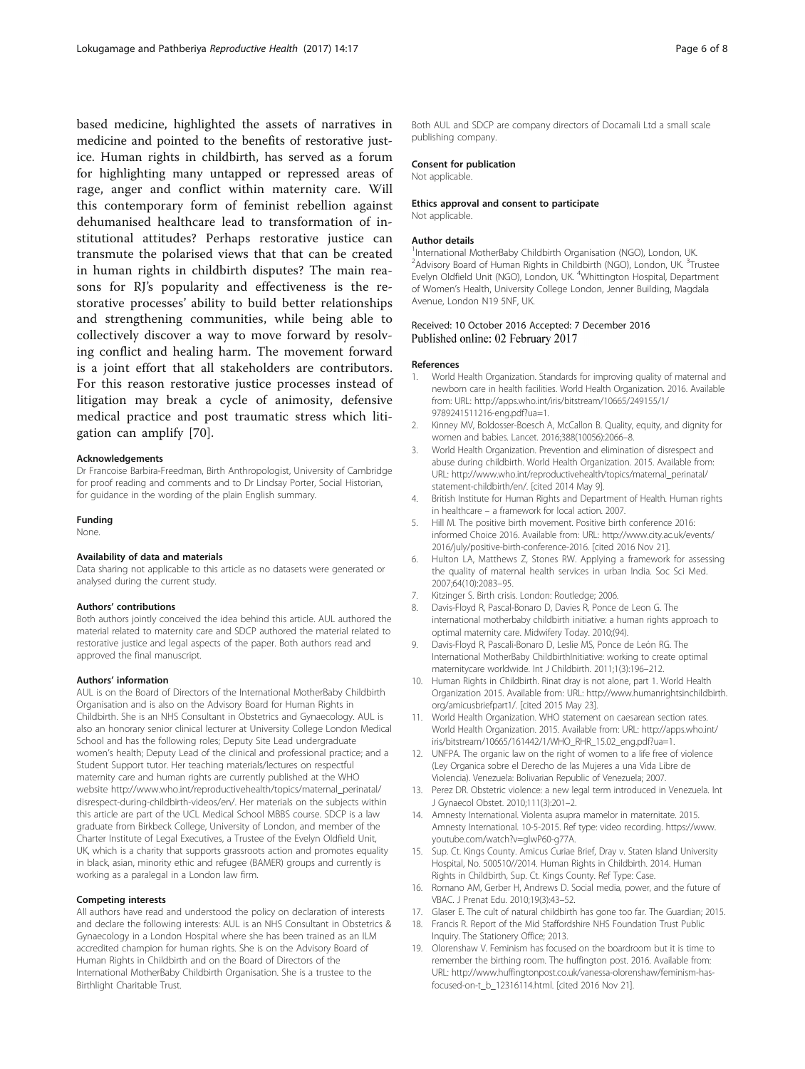based medicine, highlighted the assets of narratives in medicine and pointed to the benefits of restorative justice. Human rights in childbirth, has served as a forum for highlighting many untapped or repressed areas of rage, anger and conflict within maternity care. Will this contemporary form of feminist rebellion against dehumanised healthcare lead to transformation of institutional attitudes? Perhaps restorative justice can transmute the polarised views that that can be created in human rights in childbirth disputes? The main reasons for RJ's popularity and effectiveness is the restorative processes' ability to build better relationships and strengthening communities, while being able to collectively discover a way to move forward by resolving conflict and healing harm. The movement forward is a joint effort that all stakeholders are contributors. For this reason restorative justice processes instead of litigation may break a cycle of animosity, defensive medical practice and post traumatic stress which litigation can amplify [70].

#### Acknowledgements

Dr Francoise Barbira-Freedman, Birth Anthropologist, University of Cambridge for proof reading and comments and to Dr Lindsay Porter, Social Historian, for guidance in the wording of the plain English summary.

#### Funding

None.

#### Availability of data and materials

Data sharing not applicable to this article as no datasets were generated or analysed during the current study.

#### Authors' contributions

Both authors jointly conceived the idea behind this article. AUL authored the material related to maternity care and SDCP authored the material related to restorative justice and legal aspects of the paper. Both authors read and approved the final manuscript.

#### Authors' information

AUL is on the Board of Directors of the International MotherBaby Childbirth Organisation and is also on the Advisory Board for Human Rights in Childbirth. She is an NHS Consultant in Obstetrics and Gynaecology. AUL is also an honorary senior clinical lecturer at University College London Medical School and has the following roles; Deputy Site Lead undergraduate women's health; Deputy Lead of the clinical and professional practice; and a Student Support tutor. Her teaching materials/lectures on respectful maternity care and human rights are currently published at the WHO website http://www.who.int/reproductivehealth/topics/maternal_perinatal/disrespect-during-childbirth-videos/en/. Her materials on the subjects within this article are part of the UCL Medical School MBBS course. SDCP is a law graduate from Birkbeck College, University of London, and member of the Charter Institute of Legal Executives, a Trustee of the Evelyn Oldfield Unit, UK, which is a charity that supports grassroots action and promotes equality in black, asian, minority ethic and refugee (BAMER) groups and currently is working as a paralegal in a London law firm.

#### Competing interests

All authors have read and understood the policy on declaration of interests and declare the following interests: AUL is an NHS Consultant in Obstetrics & Gynaecology in a London Hospital where she has been trained as an ILM accredited champion for human rights. She is on the Advisory Board of Human Rights in Childbirth and on the Board of Directors of the International MotherBaby Childbirth Organisation. She is a trustee to the Birthlight Charitable Trust.

Both AUL and SDCP are company directors of Docamali Ltd a small scale publishing company.

#### Consent for publication

Not applicable.

#### Ethics approval and consent to participate

Not applicable.

#### Author details

[1]International MotherBaby Childbirth Organisation (NGO), London, UK. [2]Advisory Board of Human Rights in Childbirth (NGO), London, UK. [3]Trustee Evelyn Oldfield Unit (NGO), London, UK. [4]Whittington Hospital, Department of Women's Health, University College London, Jenner Building, Magdala Avenue, London N19 5NF, UK.

Received: 10 October 2016 Accepted: 7 December 2016
Published online: 02 February 2017

#### References

1. World Health Organization. Standards for improving quality of maternal and newborn care in health facilities. World Health Organization. 2016. Available from: URL: http://apps.who.int/iris/bitstream/10665/249155/1/9789241511216-eng.pdf?ua=1.
2. Kinney MV, Boldosser-Boesch A, McCallon B. Quality, equity, and dignity for women and babies. Lancet. 2016;388(10056):2066–8.
3. World Health Organization. Prevention and elimination of disrespect and abuse during childbirth. World Health Organization. 2015. Available from: URL: http://www.who.int/reproductivehealth/topics/maternal_perinatal/statement-childbirth/en/. [cited 2014 May 9].
4. British Institute for Human Rights and Department of Health. Human rights in healthcare – a framework for local action. 2007.
5. Hill M. The positive birth movement. Positive birth conference 2016: informed Choice 2016. Available from: URL: http://www.city.ac.uk/events/2016/july/positive-birth-conference-2016. [cited 2016 Nov 21].
6. Hulton LA, Matthews Z, Stones RW. Applying a framework for assessing the quality of maternal health services in urban India. Soc Sci Med. 2007;64(10):2083–95.
7. Kitzinger S. Birth crisis. London: Routledge; 2006.
8. Davis-Floyd R, Pascal-Bonaro D, Davies R, Ponce de Leon G. The international motherbaby childbirth initiative: a human rights approach to optimal maternity care. Midwifery Today. 2010;(94).
9. Davis-Floyd R, Pascali-Bonaro D, Leslie MS, Ponce de León RG. The International MotherBaby ChildbirthInitiative: working to create optimal maternitycare worldwide. Int J Childbirth. 2011;1(3):196–212.
10. Human Rights in Childbirth. Rinat dray is not alone, part 1. World Health Organization 2015. Available from: URL: http://www.humanrightsinchildbirth.org/amicusbriefpart1/. [cited 2015 May 23].
11. World Health Organization. WHO statement on caesarean section rates. World Health Organization. 2015. Available from: URL: http://apps.who.int/iris/bitstream/10665/161442/1/WHO_RHR_15.02_eng.pdf?ua=1.
12. UNFPA. The organic law on the right of women to a life free of violence (Ley Organica sobre el Derecho de las Mujeres a una Vida Libre de Violencia). Venezuela: Bolivarian Republic of Venezuela; 2007.
13. Perez DR. Obstetric violence: a new legal term introduced in Venezuela. Int J Gynaecol Obstet. 2010;111(3):201–2.
14. Amnesty International. Violenta asupra mamelor in maternitate. 2015. Amnesty International. 10-5-2015. Ref type: video recording. https://www.youtube.com/watch?v=glwP60-g77A.
15. Sup. Ct. Kings County. Amicus Curiae Brief, Dray v. Staten Island University Hospital, No. 500510//2014. Human Rights in Childbirth. 2014. Human Rights in Childbirth, Sup. Ct. Kings County. Ref Type: Case.
16. Romano AM, Gerber H, Andrews D. Social media, power, and the future of VBAC. J Prenat Edu. 2010;19(3):43–52.
17. Glaser E. The cult of natural childbirth has gone too far. The Guardian; 2015.
18. Francis R. Report of the Mid Staffordshire NHS Foundation Trust Public Inquiry. The Stationery Office; 2013.
19. Olorenshaw V. Feminism has focused on the boardroom but it is time to remember the birthing room. The huffington post. 2016. Available from: URL: http://www.huffingtonpost.co.uk/vanessa-olorenshaw/feminism-has-focused-on-t_b_12316114.html. [cited 2016 Nov 21].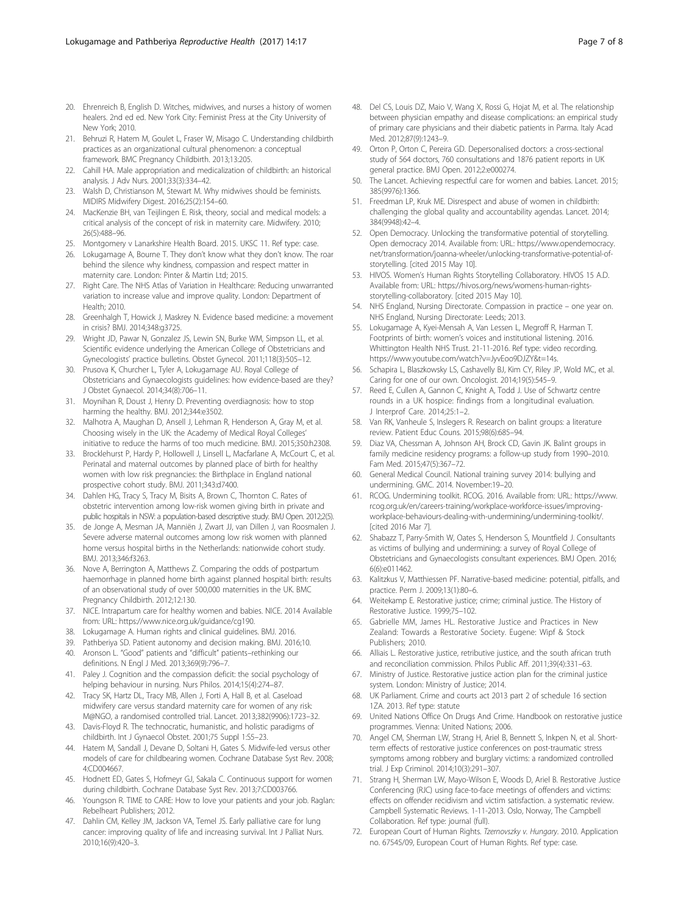20. Ehrenreich B, English D. Witches, midwives, and nurses a history of women healers. 2nd ed ed. New York City: Feminist Press at the City University of New York; 2010.
21. Behruzi R, Hatem M, Goulet L, Fraser W, Misago C. Understanding childbirth practices as an organizational cultural phenomenon: a conceptual framework. BMC Pregnancy Childbirth. 2013;13:205.
22. Cahill HA. Male appropriation and medicalization of childbirth: an historical analysis. J Adv Nurs. 2001;33(3):334–42.
23. Walsh D, Christianson M, Stewart M. Why midwives should be feminists. MIDIRS Midwifery Digest. 2016;25(2):154–60.
24. MacKenzie BH, van Teijlingen E. Risk, theory, social and medical models: a critical analysis of the concept of risk in maternity care. Midwifery. 2010; 26(5):488–96.
25. Montgomery v Lanarkshire Health Board. 2015. UKSC 11. Ref type: case.
26. Lokugamage A, Bourne T. They don't know what they don't know. The roar behind the silence why kindness, compassion and respect matter in maternity care. London: Pinter & Martin Ltd; 2015.
27. Right Care. The NHS Atlas of Variation in Healthcare: Reducing unwarranted variation to increase value and improve quality. London: Department of Health; 2010.
28. Greenhalgh T, Howick J, Maskrey N. Evidence based medicine: a movement in crisis? BMJ. 2014;348:g3725.
29. Wright JD, Pawar N, Gonzalez JS, Lewin SN, Burke WM, Simpson LL, et al. Scientific evidence underlying the American College of Obstetricians and Gynecologists' practice bulletins. Obstet Gynecol. 2011;118(3):505–12.
30. Prusova K, Churcher L, Tyler A, Lokugamage AU. Royal College of Obstetricians and Gynaecologists guidelines: how evidence-based are they? J Obstet Gynaecol. 2014;34(8):706–11.
31. Moynihan R, Doust J, Henry D. Preventing overdiagnosis: how to stop harming the healthy. BMJ. 2012;344:e3502.
32. Malhotra A, Maughan D, Ansell J, Lehman R, Henderson A, Gray M, et al. Choosing wisely in the UK: the Academy of Medical Royal Colleges' initiative to reduce the harms of too much medicine. BMJ. 2015;350:h2308.
33. Brocklehurst P, Hardy P, Hollowell J, Linsell L, Macfarlane A, McCourt C, et al. Perinatal and maternal outcomes by planned place of birth for healthy women with low risk pregnancies: the Birthplace in England national prospective cohort study. BMJ. 2011;343:d7400.
34. Dahlen HG, Tracy S, Tracy M, Bisits A, Brown C, Thornton C. Rates of obstetric intervention among low-risk women giving birth in private and public hospitals in NSW: a population-based descriptive study. BMJ Open. 2012;2(5).
35. de Jonge A, Mesman JA, Manniën J, Zwart JJ, van Dillen J, van Roosmalen J. Severe adverse maternal outcomes among low risk women with planned home versus hospital births in the Netherlands: nationwide cohort study. BMJ. 2013;346:f3263.
36. Nove A, Berrington A, Matthews Z. Comparing the odds of postpartum haemorrhage in planned home birth against planned hospital birth: results of an observational study of over 500,000 maternities in the UK. BMC Pregnancy Childbirth. 2012;12:130.
37. NICE. Intrapartum care for healthy women and babies. NICE. 2014 Available from: URL: https://www.nice.org.uk/guidance/cg190.
38. Lokugamage A. Human rights and clinical guidelines. BMJ. 2016.
39. Pathberiya SD. Patient autonomy and decision making. BMJ. 2016;10.
40. Aronson L. "Good" patients and "difficult" patients–rethinking our definitions. N Engl J Med. 2013;369(9):796–7.
41. Paley J. Cognition and the compassion deficit: the social psychology of helping behaviour in nursing. Nurs Philos. 2014;15(4):274–87.
42. Tracy SK, Hartz DL, Tracy MB, Allen J, Forti A, Hall B, et al. Caseload midwifery care versus standard maternity care for women of any risk: M@NGO, a randomised controlled trial. Lancet. 2013;382(9906):1723–32.
43. Davis-Floyd R. The technocratic, humanistic, and holistic paradigms of childbirth. Int J Gynaecol Obstet. 2001;75 Suppl 1:S5–23.
44. Hatem M, Sandall J, Devane D, Soltani H, Gates S. Midwife-led versus other models of care for childbearing women. Cochrane Database Syst Rev. 2008; 4:CD004667.
45. Hodnett ED, Gates S, Hofmeyr GJ, Sakala C. Continuous support for women during childbirth. Cochrane Database Syst Rev. 2013;7:CD003766.
46. Youngson R. TIME to CARE: How to love your patients and your job. Raglan: Rebelheart Publishers; 2012.
47. Dahlin CM, Kelley JM, Jackson VA, Temel JS. Early palliative care for lung cancer: improving quality of life and increasing survival. Int J Palliat Nurs. 2010;16(9):420–3.
48. Del CS, Louis DZ, Maio V, Wang X, Rossi G, Hojat M, et al. The relationship between physician empathy and disease complications: an empirical study of primary care physicians and their diabetic patients in Parma. Italy Acad Med. 2012;87(9):1243–9.
49. Orton P, Orton C, Pereira GD. Depersonalised doctors: a cross-sectional study of 564 doctors, 760 consultations and 1876 patient reports in UK general practice. BMJ Open. 2012;2:e000274.
50. The Lancet. Achieving respectful care for women and babies. Lancet. 2015; 385(9976):1366.
51. Freedman LP, Kruk ME. Disrespect and abuse of women in childbirth: challenging the global quality and accountability agendas. Lancet. 2014; 384(9948):42–4.
52. Open Democracy. Unlocking the transformative potential of storytelling. Open democracy 2014. Available from: URL: https://www.opendemocracy.net/transformation/joanna-wheeler/unlocking-transformative-potential-of-storytelling. [cited 2015 May 10].
53. HIVOS. Women's Human Rights Storytelling Collaboratory. HIVOS 15 A.D. Available from: URL: https://hivos.org/news/womens-human-rights-storytelling-collaboratory. [cited 2015 May 10].
54. NHS England, Nursing Directorate. Compassion in practice – one year on. NHS England, Nursing Directorate: Leeds; 2013.
55. Lokugamage A, Kyei-Mensah A, Van Lessen L, Megroff R, Harman T. Footprints of birth: women's voices and institutional listening. 2016. Whittington Health NHS Trust. 21-11-2016. Ref type: video recording. https://www.youtube.com/watch?v=JyvEoo9DJZY&t=14s.
56. Schapira L, Blaszkowsky LS, Cashavelly BJ, Kim CY, Riley JP, Wold MC, et al. Caring for one of our own. Oncologist. 2014;19(5):545–9.
57. Reed E, Cullen A, Gannon C, Knight A, Todd J. Use of Schwartz centre rounds in a UK hospice: findings from a longitudinal evaluation. J Interprof Care. 2014;25:1–2.
58. Van RK, Vanheule S, Inslegers R. Research on balint groups: a literature review. Patient Educ Couns. 2015;98(6):685–94.
59. Diaz VA, Chessman A, Johnson AH, Brock CD, Gavin JK. Balint groups in family medicine residency programs: a follow-up study from 1990–2010. Fam Med. 2015;47(5):367–72.
60. General Medical Council. National training survey 2014: bullying and undermining. GMC. 2014. November:19–20.
61. RCOG. Undermining toolkit. RCOG. 2016. Available from: URL: https://www.rcog.org.uk/en/careers-training/workplace-workforce-issues/improving-workplace-behaviours-dealing-with-undermining/undermining-toolkit/. [cited 2016 Mar 7].
62. Shabazz T, Parry-Smith W, Oates S, Henderson S, Mountfield J. Consultants as victims of bullying and undermining: a survey of Royal College of Obstetricians and Gynaecologists consultant experiences. BMJ Open. 2016; 6(6):e011462.
63. Kalitzkus V, Matthiessen PF. Narrative-based medicine: potential, pitfalls, and practice. Perm J. 2009;13(1):80–6.
64. Weitekamp E. Restorative justice; crime; criminal justice. The History of Restorative Justice. 1999;75–102.
65. Gabrielle MM, James HL. Restorative Justice and Practices in New Zealand: Towards a Restorative Society. Eugene: Wipf & Stock Publishers; 2010.
66. Allais L. Restorative justice, retributive justice, and the south african truth and reconciliation commission. Philos Public Aff. 2011;39(4):331–63.
67. Ministry of Justice. Restorative justice action plan for the criminal justice system. London: Ministry of Justice; 2014.
68. UK Parliament. Crime and courts act 2013 part 2 of schedule 16 section 1ZA. 2013. Ref type: statute
69. United Nations Office On Drugs And Crime. Handbook on restorative justice programmes. Vienna: United Nations; 2006.
70. Angel CM, Sherman LW, Strang H, Ariel B, Bennett S, Inkpen N, et al. Short-term effects of restorative justice conferences on post-traumatic stress symptoms among robbery and burglary victims: a randomized controlled trial. J Exp Criminol. 2014;10(3):291–307.
71. Strang H, Sherman LW, Mayo-Wilson E, Woods D, Ariel B. Restorative Justice Conferencing (RJC) using face-to-face meetings of offenders and victims: effects on offender recidivism and victim satisfaction. a systematic review. Campbell Systematic Reviews. 1-11-2013. Oslo, Norway, The Campbell Collaboration. Ref type: journal (full).
72. European Court of Human Rights. *Tzernovszky v. Hungary*. 2010. Application no. 67545/09, European Court of Human Rights. Ref type: case.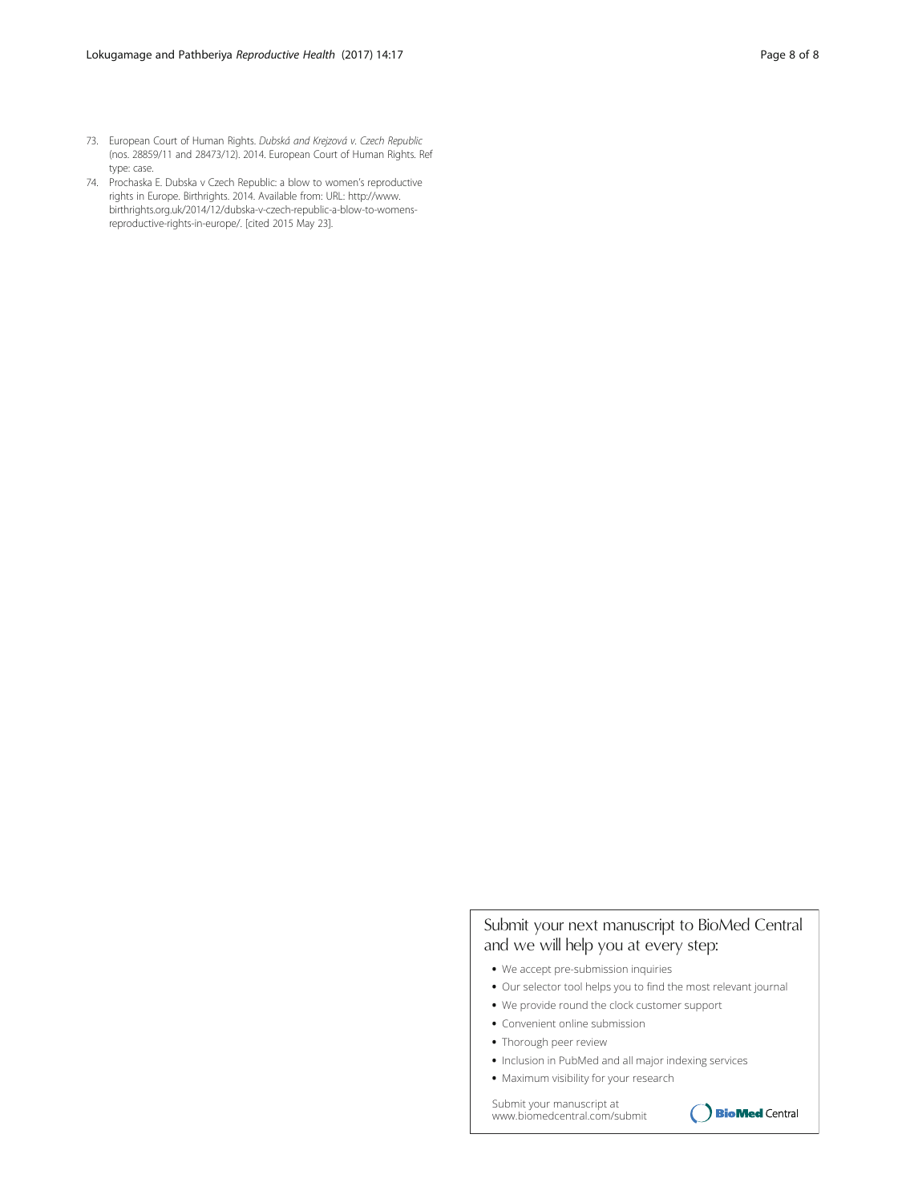73. European Court of Human Rights. *Dubská and Krejzová v. Czech Republic* (nos. 28859/11 and 28473/12). 2014. European Court of Human Rights. Ref type: case.
74. Prochaska E. Dubska v Czech Republic: a blow to women's reproductive rights in Europe. Birthrights. 2014. Available from: URL: http://www.birthrights.org.uk/2014/12/dubska-v-czech-republic-a-blow-to-womens-reproductive-rights-in-europe/. [cited 2015 May 23].

Submit your next manuscript to BioMed Central and we will help you at every step:

- We accept pre-submission inquiries
- Our selector tool helps you to find the most relevant journal
- We provide round the clock customer support
- Convenient online submission
- Thorough peer review
- Inclusion in PubMed and all major indexing services
- Maximum visibility for your research

Submit your manuscript at www.biomedcentral.com/submit

BioMed Central